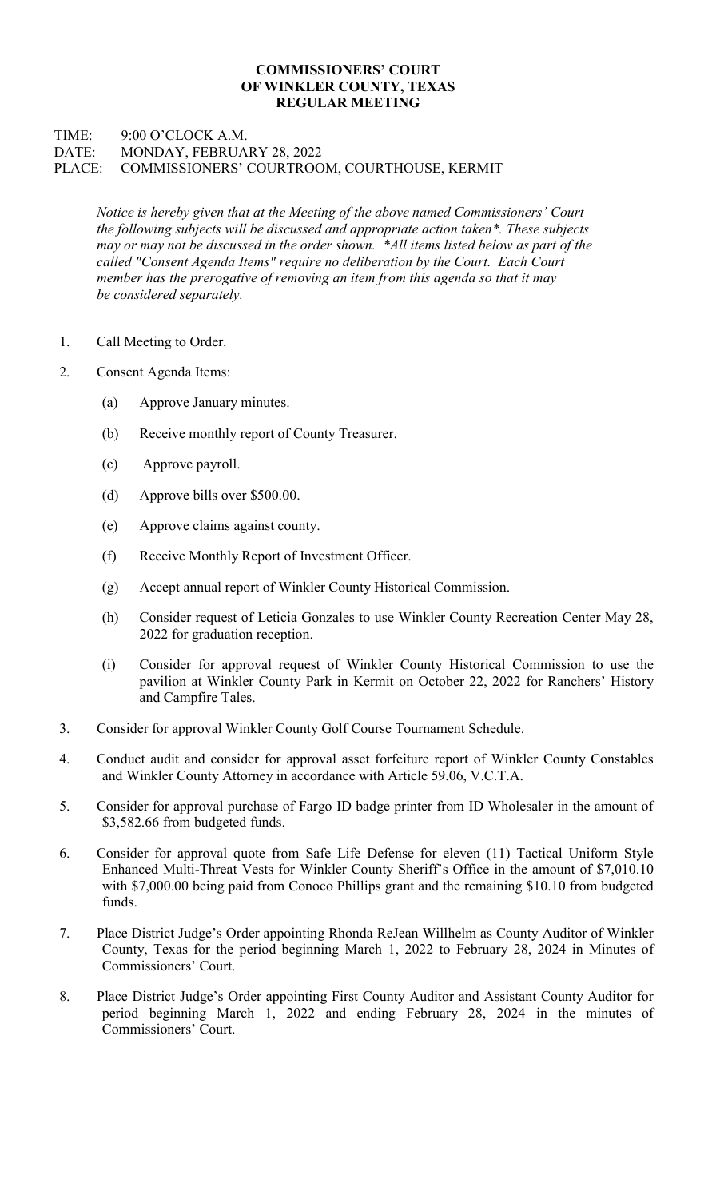**COMMISSIONERS' COURT**
**OF WINKLER COUNTY, TEXAS**
**REGULAR MEETING**

TIME: 9:00 O'CLOCK A.M.
DATE: MONDAY, FEBRUARY 28, 2022
PLACE: COMMISSIONERS' COURTROOM, COURTHOUSE, KERMIT

*Notice is hereby given that at the Meeting of the above named Commissioners' Court the following subjects will be discussed and appropriate action taken*. These subjects may or may not be discussed in the order shown. *All items listed below as part of the called "Consent Agenda Items" require no deliberation by the Court. Each Court member has the prerogative of removing an item from this agenda so that it may be considered separately.*

1. Call Meeting to Order.

2. Consent Agenda Items:

   (a) Approve January minutes.

   (b) Receive monthly report of County Treasurer.

   (c) Approve payroll.

   (d) Approve bills over $500.00.

   (e) Approve claims against county.

   (f) Receive Monthly Report of Investment Officer.

   (g) Accept annual report of Winkler County Historical Commission.

   (h) Consider request of Leticia Gonzales to use Winkler County Recreation Center May 28, 2022 for graduation reception.

   (i) Consider for approval request of Winkler County Historical Commission to use the pavilion at Winkler County Park in Kermit on October 22, 2022 for Ranchers' History and Campfire Tales.

3. Consider for approval Winkler County Golf Course Tournament Schedule.

4. Conduct audit and consider for approval asset forfeiture report of Winkler County Constables and Winkler County Attorney in accordance with Article 59.06, V.C.T.A.

5. Consider for approval purchase of Fargo ID badge printer from ID Wholesaler in the amount of $3,582.66 from budgeted funds.

6. Consider for approval quote from Safe Life Defense for eleven (11) Tactical Uniform Style Enhanced Multi-Threat Vests for Winkler County Sheriff's Office in the amount of $7,010.10 with $7,000.00 being paid from Conoco Phillips grant and the remaining $10.10 from budgeted funds.

7. Place District Judge's Order appointing Rhonda ReJean Willhelm as County Auditor of Winkler County, Texas for the period beginning March 1, 2022 to February 28, 2024 in Minutes of Commissioners' Court.

8. Place District Judge's Order appointing First County Auditor and Assistant County Auditor for period beginning March 1, 2022 and ending February 28, 2024 in the minutes of Commissioners' Court.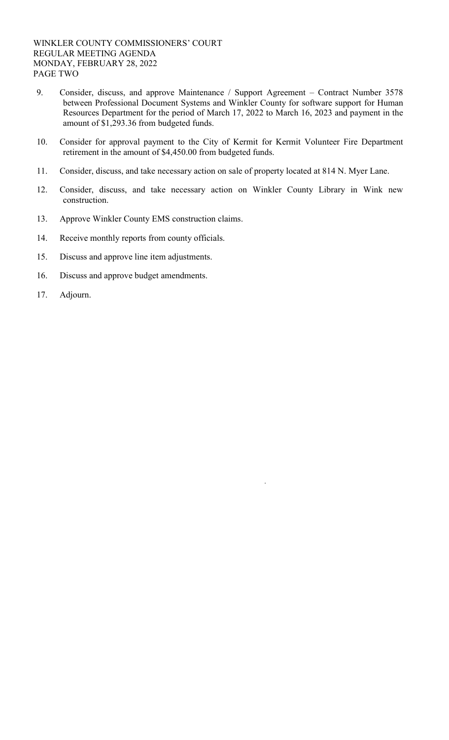9. Consider, discuss, and approve Maintenance / Support Agreement – Contract Number 3578 between Professional Document Systems and Winkler County for software support for Human Resources Department for the period of March 17, 2022 to March 16, 2023 and payment in the amount of $1,293.36 from budgeted funds.

10. Consider for approval payment to the City of Kermit for Kermit Volunteer Fire Department retirement in the amount of $4,450.00 from budgeted funds.

11. Consider, discuss, and take necessary action on sale of property located at 814 N. Myer Lane.

12. Consider, discuss, and take necessary action on Winkler County Library in Wink new construction.

13. Approve Winkler County EMS construction claims.

14. Receive monthly reports from county officials.

15. Discuss and approve line item adjustments.

16. Discuss and approve budget amendments.

17. Adjourn.